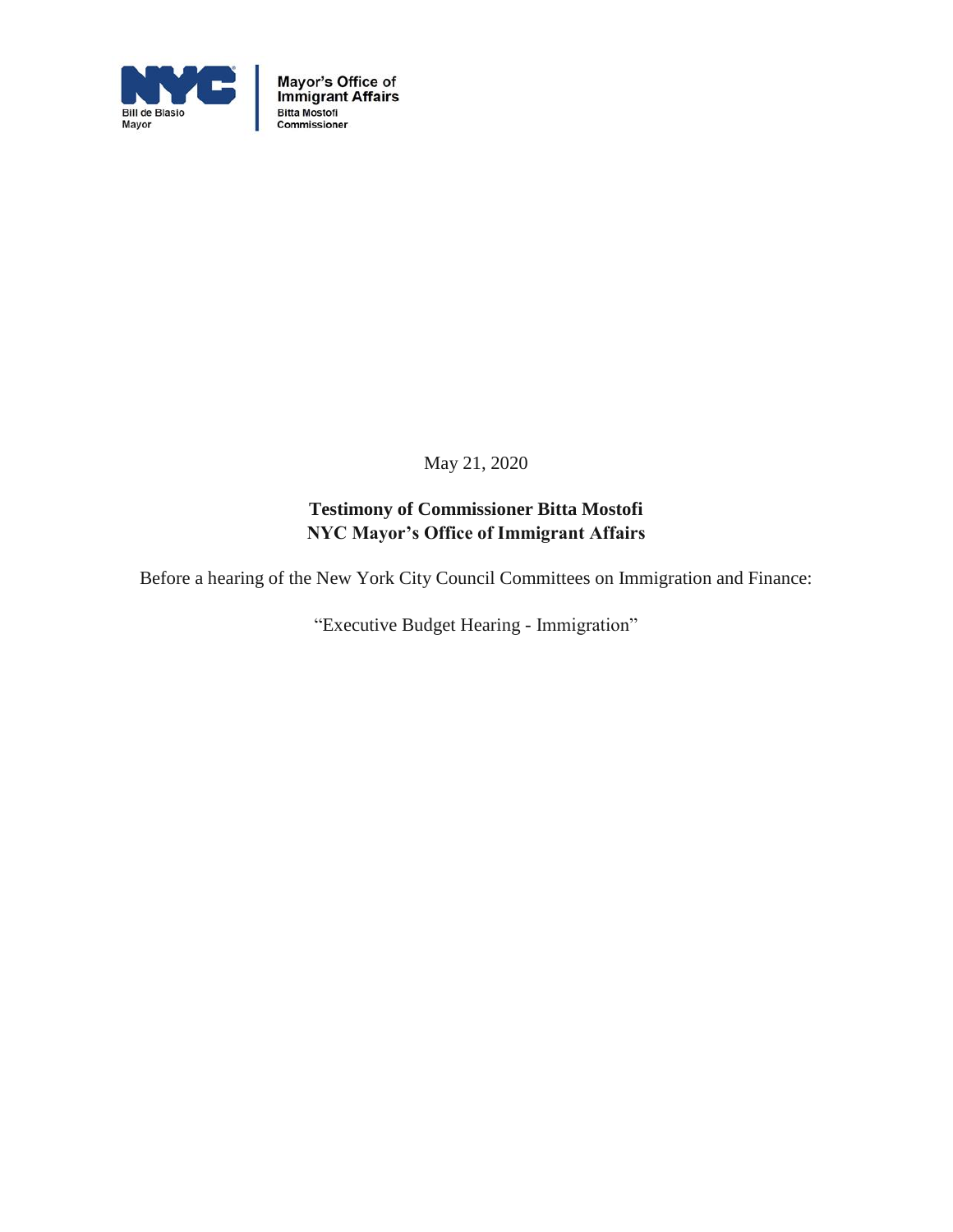NYC

Bill de Blasio
Mayor

Mayor's Office of Immigrant Affairs
Bitta Mostofi
Commissioner

May 21, 2020

**Testimony of Commissioner Bitta Mostofi**
**NYC Mayor's Office of Immigrant Affairs**

Before a hearing of the New York City Council Committees on Immigration and Finance:

"Executive Budget Hearing - Immigration"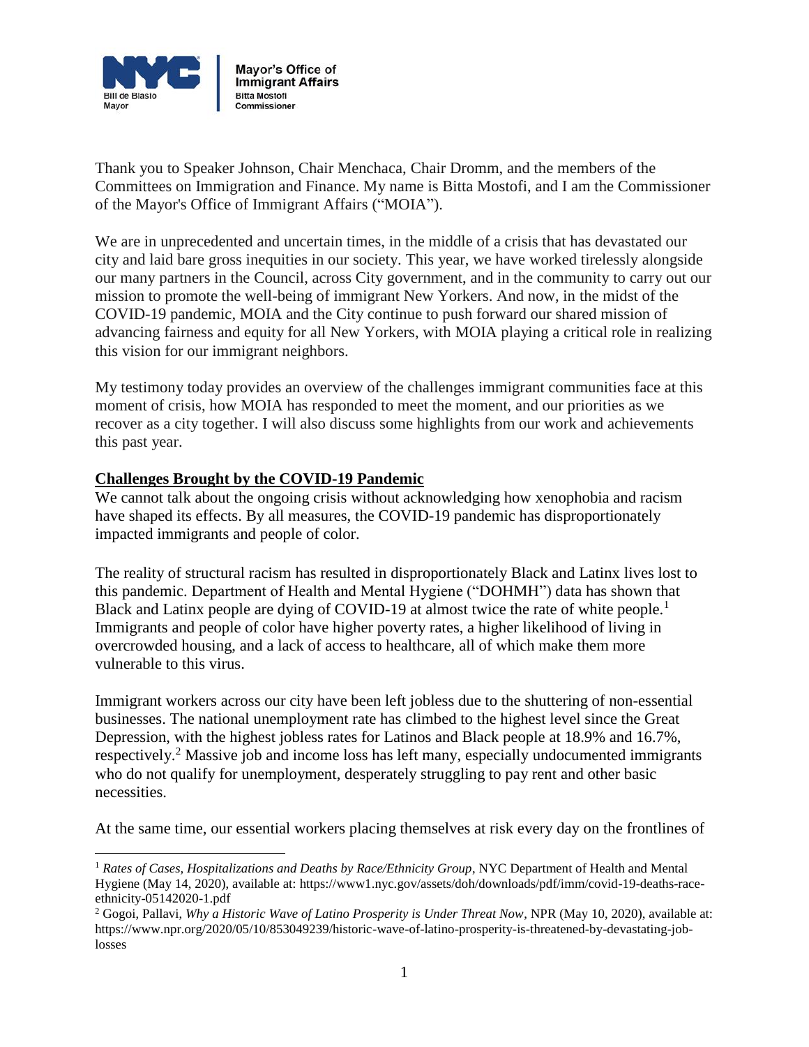Mayor's Office of Immigrant Affairs
Bill de Blasio, Mayor
Bitta Mostofi, Commissioner

Thank you to Speaker Johnson, Chair Menchaca, Chair Dromm, and the members of the Committees on Immigration and Finance. My name is Bitta Mostofi, and I am the Commissioner of the Mayor's Office of Immigrant Affairs ("MOIA").

We are in unprecedented and uncertain times, in the middle of a crisis that has devastated our city and laid bare gross inequities in our society. This year, we have worked tirelessly alongside our many partners in the Council, across City government, and in the community to carry out our mission to promote the well-being of immigrant New Yorkers. And now, in the midst of the COVID-19 pandemic, MOIA and the City continue to push forward our shared mission of advancing fairness and equity for all New Yorkers, with MOIA playing a critical role in realizing this vision for our immigrant neighbors.

My testimony today provides an overview of the challenges immigrant communities face at this moment of crisis, how MOIA has responded to meet the moment, and our priorities as we recover as a city together. I will also discuss some highlights from our work and achievements this past year.

**Challenges Brought by the COVID-19 Pandemic**

We cannot talk about the ongoing crisis without acknowledging how xenophobia and racism have shaped its effects. By all measures, the COVID-19 pandemic has disproportionately impacted immigrants and people of color.

The reality of structural racism has resulted in disproportionately Black and Latinx lives lost to this pandemic. Department of Health and Mental Hygiene ("DOHMH") data has shown that Black and Latinx people are dying of COVID-19 at almost twice the rate of white people.[1] Immigrants and people of color have higher poverty rates, a higher likelihood of living in overcrowded housing, and a lack of access to healthcare, all of which make them more vulnerable to this virus.

Immigrant workers across our city have been left jobless due to the shuttering of non-essential businesses. The national unemployment rate has climbed to the highest level since the Great Depression, with the highest jobless rates for Latinos and Black people at 18.9% and 16.7%, respectively.[2] Massive job and income loss has left many, especially undocumented immigrants who do not qualify for unemployment, desperately struggling to pay rent and other basic necessities.

At the same time, our essential workers placing themselves at risk every day on the frontlines of

---

[1] *Rates of Cases, Hospitalizations and Deaths by Race/Ethnicity Group*, NYC Department of Health and Mental Hygiene (May 14, 2020), available at: https://www1.nyc.gov/assets/doh/downloads/pdf/imm/covid-19-deaths-race-ethnicity-05142020-1.pdf

[2] Gogoi, Pallavi, *Why a Historic Wave of Latino Prosperity is Under Threat Now*, NPR (May 10, 2020), available at: https://www.npr.org/2020/05/10/853049239/historic-wave-of-latino-prosperity-is-threatened-by-devastating-job-losses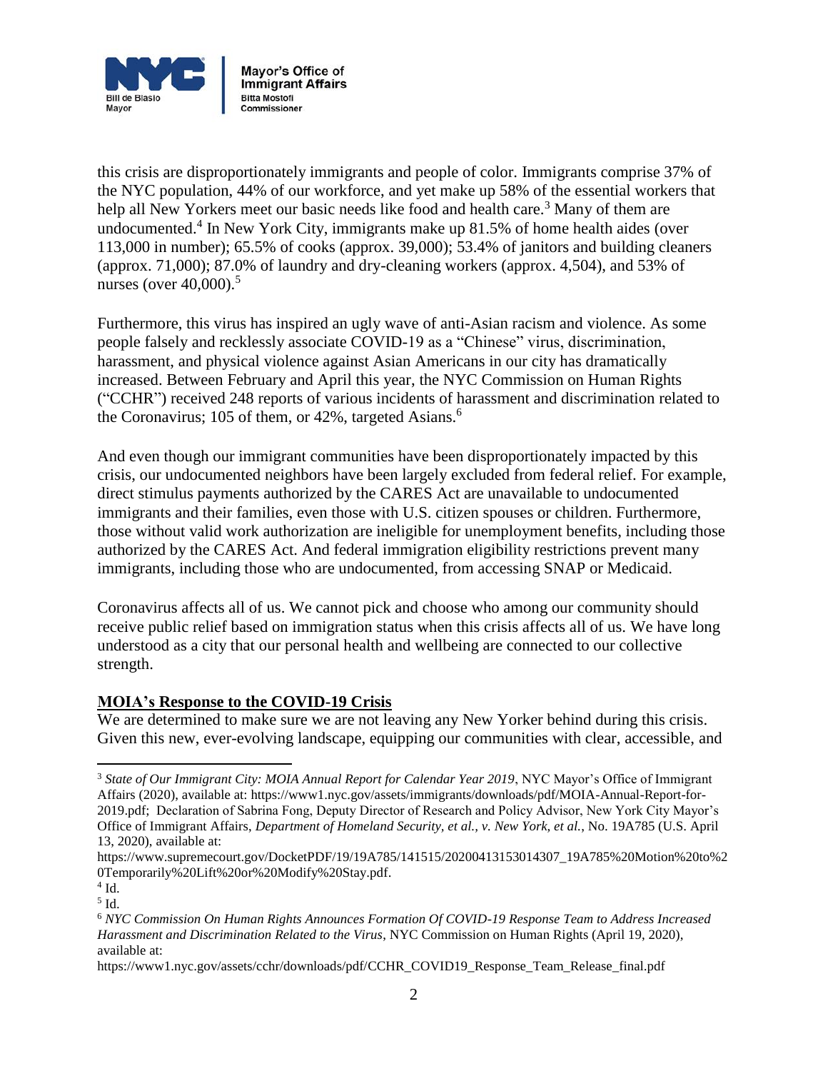this crisis are disproportionately immigrants and people of color. Immigrants comprise 37% of the NYC population, 44% of our workforce, and yet make up 58% of the essential workers that help all New Yorkers meet our basic needs like food and health care.[3] Many of them are undocumented.[4] In New York City, immigrants make up 81.5% of home health aides (over 113,000 in number); 65.5% of cooks (approx. 39,000); 53.4% of janitors and building cleaners (approx. 71,000); 87.0% of laundry and dry-cleaning workers (approx. 4,504), and 53% of nurses (over 40,000).[5]

Furthermore, this virus has inspired an ugly wave of anti-Asian racism and violence. As some people falsely and recklessly associate COVID-19 as a "Chinese" virus, discrimination, harassment, and physical violence against Asian Americans in our city has dramatically increased. Between February and April this year, the NYC Commission on Human Rights ("CCHR") received 248 reports of various incidents of harassment and discrimination related to the Coronavirus; 105 of them, or 42%, targeted Asians.[6]

And even though our immigrant communities have been disproportionately impacted by this crisis, our undocumented neighbors have been largely excluded from federal relief. For example, direct stimulus payments authorized by the CARES Act are unavailable to undocumented immigrants and their families, even those with U.S. citizen spouses or children. Furthermore, those without valid work authorization are ineligible for unemployment benefits, including those authorized by the CARES Act. And federal immigration eligibility restrictions prevent many immigrants, including those who are undocumented, from accessing SNAP or Medicaid.

Coronavirus affects all of us. We cannot pick and choose who among our community should receive public relief based on immigration status when this crisis affects all of us. We have long understood as a city that our personal health and wellbeing are connected to our collective strength.

**MOIA's Response to the COVID-19 Crisis**

We are determined to make sure we are not leaving any New Yorker behind during this crisis. Given this new, ever-evolving landscape, equipping our communities with clear, accessible, and

---

[3] *State of Our Immigrant City: MOIA Annual Report for Calendar Year 2019*, NYC Mayor's Office of Immigrant Affairs (2020), available at: https://www1.nyc.gov/assets/immigrants/downloads/pdf/MOIA-Annual-Report-for-2019.pdf; Declaration of Sabrina Fong, Deputy Director of Research and Policy Advisor, New York City Mayor's Office of Immigrant Affairs, *Department of Homeland Security, et al., v. New York, et al.*, No. 19A785 (U.S. April 13, 2020), available at: https://www.supremecourt.gov/DocketPDF/19/19A785/141515/20200413153014307_19A785%20Motion%20to%20Temporarily%20Lift%20or%20Modify%20Stay.pdf.

[4] Id.

[5] Id.

[6] *NYC Commission On Human Rights Announces Formation Of COVID-19 Response Team to Address Increased Harassment and Discrimination Related to the Virus*, NYC Commission on Human Rights (April 19, 2020), available at: https://www1.nyc.gov/assets/cchr/downloads/pdf/CCHR_COVID19_Response_Team_Release_final.pdf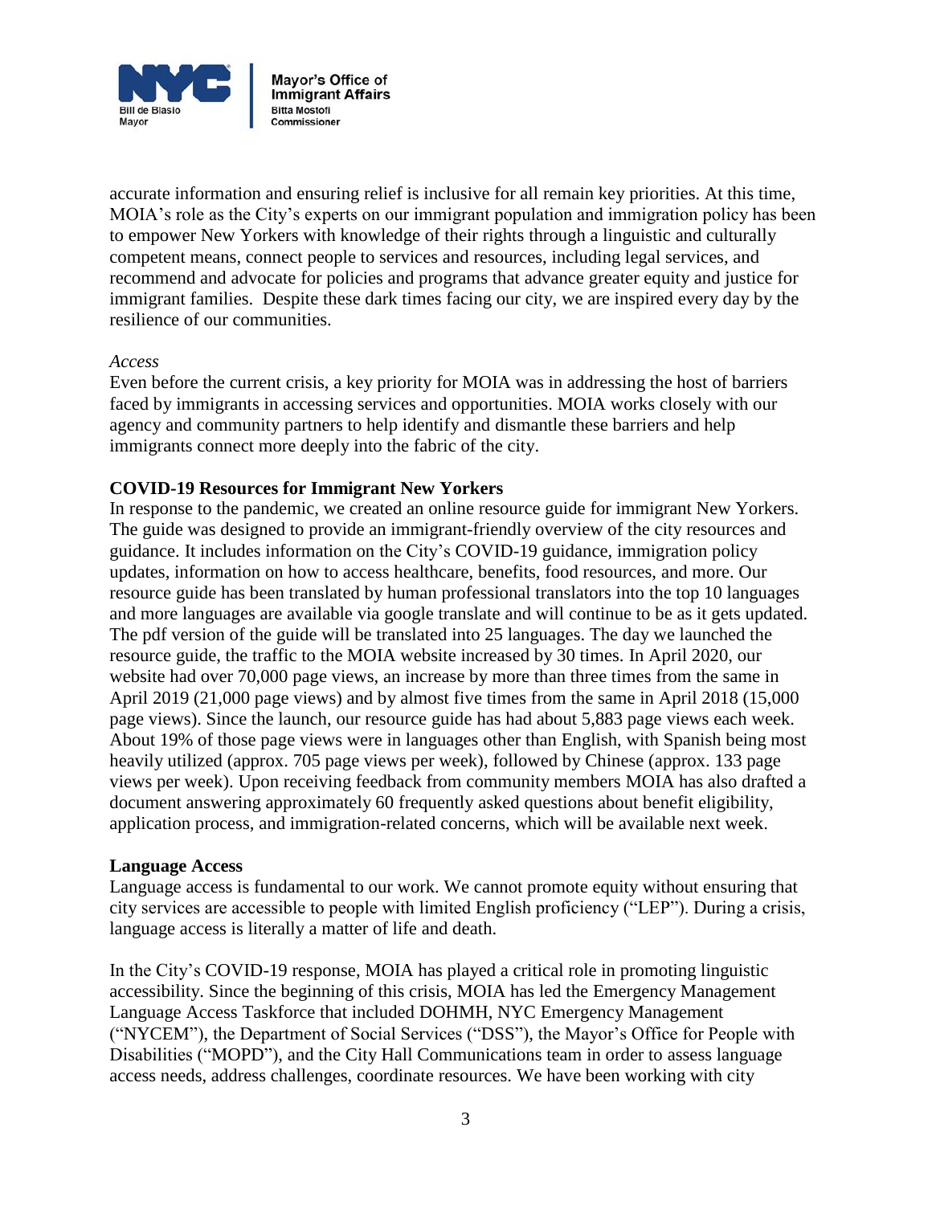accurate information and ensuring relief is inclusive for all remain key priorities. At this time, MOIA's role as the City's experts on our immigrant population and immigration policy has been to empower New Yorkers with knowledge of their rights through a linguistic and culturally competent means, connect people to services and resources, including legal services, and recommend and advocate for policies and programs that advance greater equity and justice for immigrant families. Despite these dark times facing our city, we are inspired every day by the resilience of our communities.

*Access*

Even before the current crisis, a key priority for MOIA was in addressing the host of barriers faced by immigrants in accessing services and opportunities. MOIA works closely with our agency and community partners to help identify and dismantle these barriers and help immigrants connect more deeply into the fabric of the city.

**COVID-19 Resources for Immigrant New Yorkers**

In response to the pandemic, we created an online resource guide for immigrant New Yorkers. The guide was designed to provide an immigrant-friendly overview of the city resources and guidance. It includes information on the City's COVID-19 guidance, immigration policy updates, information on how to access healthcare, benefits, food resources, and more. Our resource guide has been translated by human professional translators into the top 10 languages and more languages are available via google translate and will continue to be as it gets updated. The pdf version of the guide will be translated into 25 languages. The day we launched the resource guide, the traffic to the MOIA website increased by 30 times. In April 2020, our website had over 70,000 page views, an increase by more than three times from the same in April 2019 (21,000 page views) and by almost five times from the same in April 2018 (15,000 page views). Since the launch, our resource guide has had about 5,883 page views each week. About 19% of those page views were in languages other than English, with Spanish being most heavily utilized (approx. 705 page views per week), followed by Chinese (approx. 133 page views per week). Upon receiving feedback from community members MOIA has also drafted a document answering approximately 60 frequently asked questions about benefit eligibility, application process, and immigration-related concerns, which will be available next week.

**Language Access**

Language access is fundamental to our work. We cannot promote equity without ensuring that city services are accessible to people with limited English proficiency ("LEP"). During a crisis, language access is literally a matter of life and death.

In the City's COVID-19 response, MOIA has played a critical role in promoting linguistic accessibility. Since the beginning of this crisis, MOIA has led the Emergency Management Language Access Taskforce that included DOHMH, NYC Emergency Management ("NYCEM"), the Department of Social Services ("DSS"), the Mayor's Office for People with Disabilities ("MOPD"), and the City Hall Communications team in order to assess language access needs, address challenges, coordinate resources. We have been working with city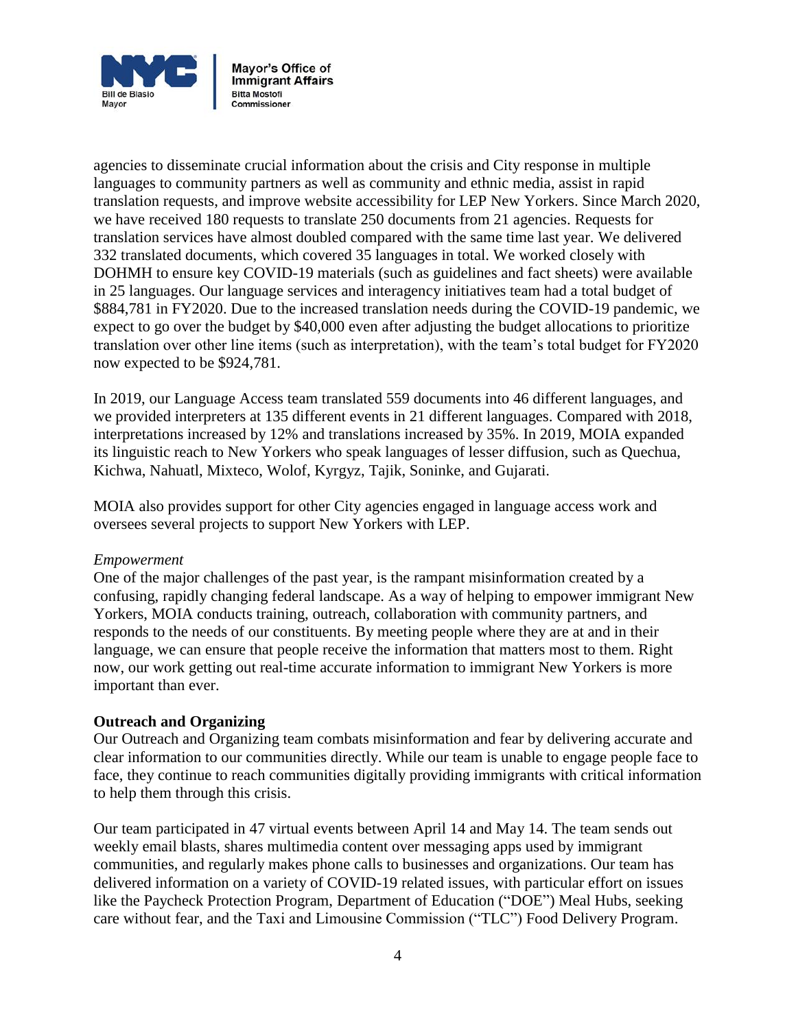agencies to disseminate crucial information about the crisis and City response in multiple languages to community partners as well as community and ethnic media, assist in rapid translation requests, and improve website accessibility for LEP New Yorkers. Since March 2020, we have received 180 requests to translate 250 documents from 21 agencies. Requests for translation services have almost doubled compared with the same time last year. We delivered 332 translated documents, which covered 35 languages in total. We worked closely with DOHMH to ensure key COVID-19 materials (such as guidelines and fact sheets) were available in 25 languages. Our language services and interagency initiatives team had a total budget of $884,781 in FY2020. Due to the increased translation needs during the COVID-19 pandemic, we expect to go over the budget by $40,000 even after adjusting the budget allocations to prioritize translation over other line items (such as interpretation), with the team's total budget for FY2020 now expected to be $924,781.

In 2019, our Language Access team translated 559 documents into 46 different languages, and we provided interpreters at 135 different events in 21 different languages. Compared with 2018, interpretations increased by 12% and translations increased by 35%. In 2019, MOIA expanded its linguistic reach to New Yorkers who speak languages of lesser diffusion, such as Quechua, Kichwa, Nahuatl, Mixteco, Wolof, Kyrgyz, Tajik, Soninke, and Gujarati.

MOIA also provides support for other City agencies engaged in language access work and oversees several projects to support New Yorkers with LEP.

*Empowerment*

One of the major challenges of the past year, is the rampant misinformation created by a confusing, rapidly changing federal landscape. As a way of helping to empower immigrant New Yorkers, MOIA conducts training, outreach, collaboration with community partners, and responds to the needs of our constituents. By meeting people where they are at and in their language, we can ensure that people receive the information that matters most to them. Right now, our work getting out real-time accurate information to immigrant New Yorkers is more important than ever.

**Outreach and Organizing**

Our Outreach and Organizing team combats misinformation and fear by delivering accurate and clear information to our communities directly. While our team is unable to engage people face to face, they continue to reach communities digitally providing immigrants with critical information to help them through this crisis.

Our team participated in 47 virtual events between April 14 and May 14. The team sends out weekly email blasts, shares multimedia content over messaging apps used by immigrant communities, and regularly makes phone calls to businesses and organizations. Our team has delivered information on a variety of COVID-19 related issues, with particular effort on issues like the Paycheck Protection Program, Department of Education ("DOE") Meal Hubs, seeking care without fear, and the Taxi and Limousine Commission ("TLC") Food Delivery Program.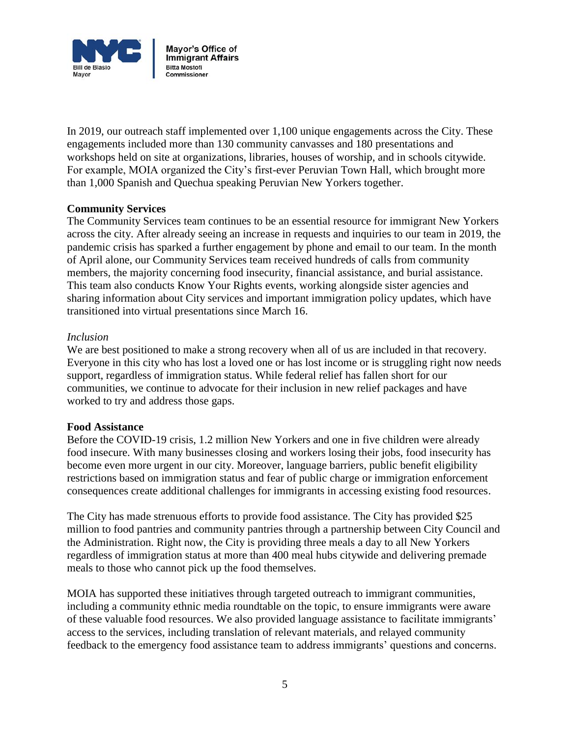In 2019, our outreach staff implemented over 1,100 unique engagements across the City. These engagements included more than 130 community canvasses and 180 presentations and workshops held on site at organizations, libraries, houses of worship, and in schools citywide. For example, MOIA organized the City's first-ever Peruvian Town Hall, which brought more than 1,000 Spanish and Quechua speaking Peruvian New Yorkers together.

**Community Services**

The Community Services team continues to be an essential resource for immigrant New Yorkers across the city. After already seeing an increase in requests and inquiries to our team in 2019, the pandemic crisis has sparked a further engagement by phone and email to our team. In the month of April alone, our Community Services team received hundreds of calls from community members, the majority concerning food insecurity, financial assistance, and burial assistance. This team also conducts Know Your Rights events, working alongside sister agencies and sharing information about City services and important immigration policy updates, which have transitioned into virtual presentations since March 16.

*Inclusion*

We are best positioned to make a strong recovery when all of us are included in that recovery. Everyone in this city who has lost a loved one or has lost income or is struggling right now needs support, regardless of immigration status. While federal relief has fallen short for our communities, we continue to advocate for their inclusion in new relief packages and have worked to try and address those gaps.

**Food Assistance**

Before the COVID-19 crisis, 1.2 million New Yorkers and one in five children were already food insecure. With many businesses closing and workers losing their jobs, food insecurity has become even more urgent in our city. Moreover, language barriers, public benefit eligibility restrictions based on immigration status and fear of public charge or immigration enforcement consequences create additional challenges for immigrants in accessing existing food resources.

The City has made strenuous efforts to provide food assistance. The City has provided $25 million to food pantries and community pantries through a partnership between City Council and the Administration. Right now, the City is providing three meals a day to all New Yorkers regardless of immigration status at more than 400 meal hubs citywide and delivering premade meals to those who cannot pick up the food themselves.

MOIA has supported these initiatives through targeted outreach to immigrant communities, including a community ethnic media roundtable on the topic, to ensure immigrants were aware of these valuable food resources. We also provided language assistance to facilitate immigrants' access to the services, including translation of relevant materials, and relayed community feedback to the emergency food assistance team to address immigrants' questions and concerns.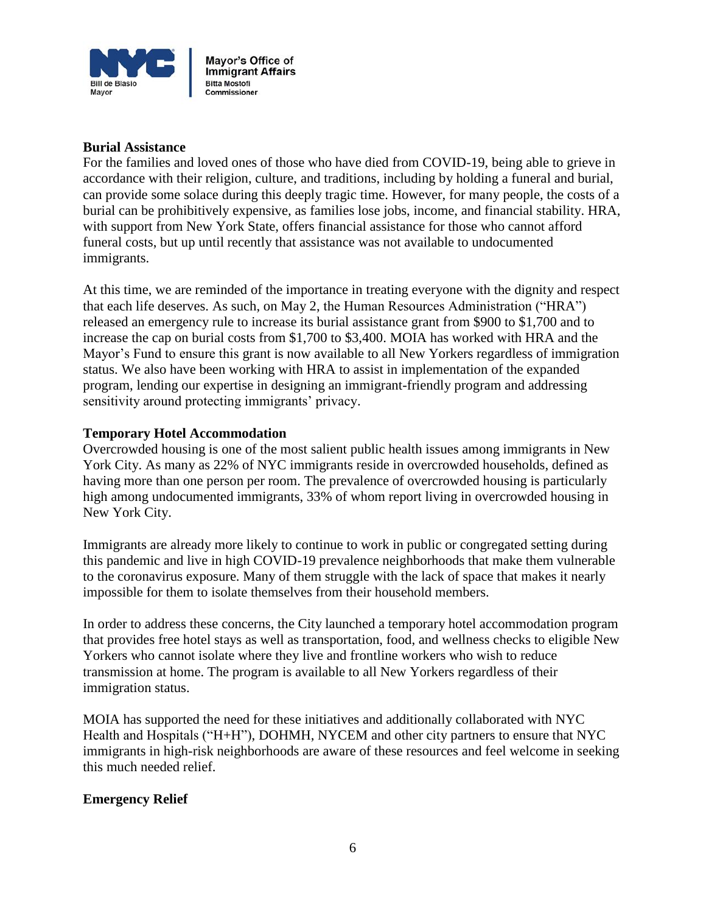**Burial Assistance**

For the families and loved ones of those who have died from COVID-19, being able to grieve in accordance with their religion, culture, and traditions, including by holding a funeral and burial, can provide some solace during this deeply tragic time. However, for many people, the costs of a burial can be prohibitively expensive, as families lose jobs, income, and financial stability. HRA, with support from New York State, offers financial assistance for those who cannot afford funeral costs, but up until recently that assistance was not available to undocumented immigrants.

At this time, we are reminded of the importance in treating everyone with the dignity and respect that each life deserves. As such, on May 2, the Human Resources Administration ("HRA") released an emergency rule to increase its burial assistance grant from $900 to $1,700 and to increase the cap on burial costs from $1,700 to $3,400. MOIA has worked with HRA and the Mayor's Fund to ensure this grant is now available to all New Yorkers regardless of immigration status. We also have been working with HRA to assist in implementation of the expanded program, lending our expertise in designing an immigrant-friendly program and addressing sensitivity around protecting immigrants' privacy.

**Temporary Hotel Accommodation**

Overcrowded housing is one of the most salient public health issues among immigrants in New York City. As many as 22% of NYC immigrants reside in overcrowded households, defined as having more than one person per room. The prevalence of overcrowded housing is particularly high among undocumented immigrants, 33% of whom report living in overcrowded housing in New York City.

Immigrants are already more likely to continue to work in public or congregated setting during this pandemic and live in high COVID-19 prevalence neighborhoods that make them vulnerable to the coronavirus exposure. Many of them struggle with the lack of space that makes it nearly impossible for them to isolate themselves from their household members.

In order to address these concerns, the City launched a temporary hotel accommodation program that provides free hotel stays as well as transportation, food, and wellness checks to eligible New Yorkers who cannot isolate where they live and frontline workers who wish to reduce transmission at home. The program is available to all New Yorkers regardless of their immigration status.

MOIA has supported the need for these initiatives and additionally collaborated with NYC Health and Hospitals ("H+H"), DOHMH, NYCEM and other city partners to ensure that NYC immigrants in high-risk neighborhoods are aware of these resources and feel welcome in seeking this much needed relief.

**Emergency Relief**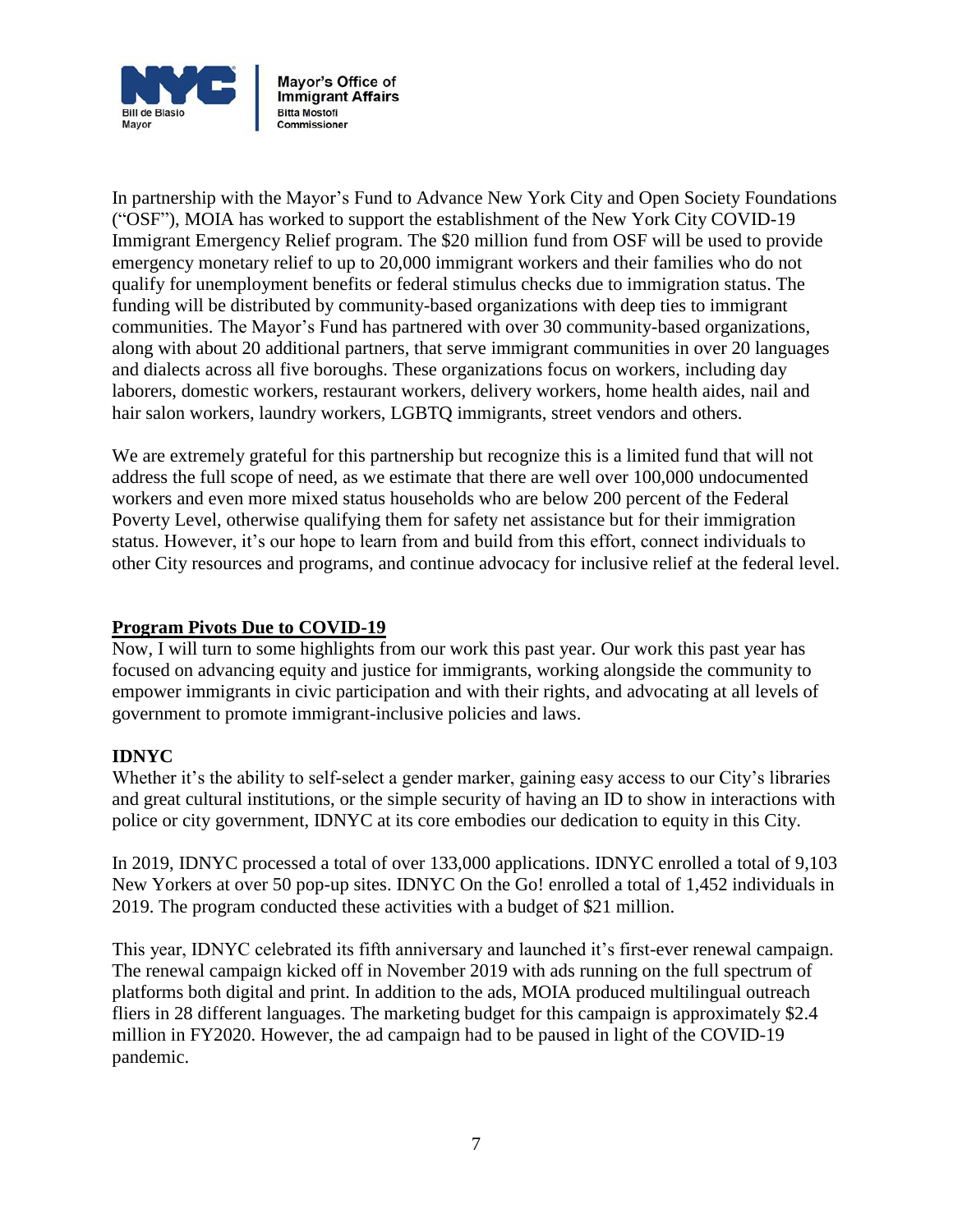In partnership with the Mayor's Fund to Advance New York City and Open Society Foundations ("OSF"), MOIA has worked to support the establishment of the New York City COVID-19 Immigrant Emergency Relief program. The $20 million fund from OSF will be used to provide emergency monetary relief to up to 20,000 immigrant workers and their families who do not qualify for unemployment benefits or federal stimulus checks due to immigration status. The funding will be distributed by community-based organizations with deep ties to immigrant communities. The Mayor's Fund has partnered with over 30 community-based organizations, along with about 20 additional partners, that serve immigrant communities in over 20 languages and dialects across all five boroughs. These organizations focus on workers, including day laborers, domestic workers, restaurant workers, delivery workers, home health aides, nail and hair salon workers, laundry workers, LGBTQ immigrants, street vendors and others.

We are extremely grateful for this partnership but recognize this is a limited fund that will not address the full scope of need, as we estimate that there are well over 100,000 undocumented workers and even more mixed status households who are below 200 percent of the Federal Poverty Level, otherwise qualifying them for safety net assistance but for their immigration status. However, it's our hope to learn from and build from this effort, connect individuals to other City resources and programs, and continue advocacy for inclusive relief at the federal level.

## Program Pivots Due to COVID-19

Now, I will turn to some highlights from our work this past year. Our work this past year has focused on advancing equity and justice for immigrants, working alongside the community to empower immigrants in civic participation and with their rights, and advocating at all levels of government to promote immigrant-inclusive policies and laws.

### IDNYC

Whether it's the ability to self-select a gender marker, gaining easy access to our City's libraries and great cultural institutions, or the simple security of having an ID to show in interactions with police or city government, IDNYC at its core embodies our dedication to equity in this City.

In 2019, IDNYC processed a total of over 133,000 applications. IDNYC enrolled a total of 9,103 New Yorkers at over 50 pop-up sites. IDNYC On the Go! enrolled a total of 1,452 individuals in 2019. The program conducted these activities with a budget of $21 million.

This year, IDNYC celebrated its fifth anniversary and launched it's first-ever renewal campaign. The renewal campaign kicked off in November 2019 with ads running on the full spectrum of platforms both digital and print. In addition to the ads, MOIA produced multilingual outreach fliers in 28 different languages. The marketing budget for this campaign is approximately $2.4 million in FY2020. However, the ad campaign had to be paused in light of the COVID-19 pandemic.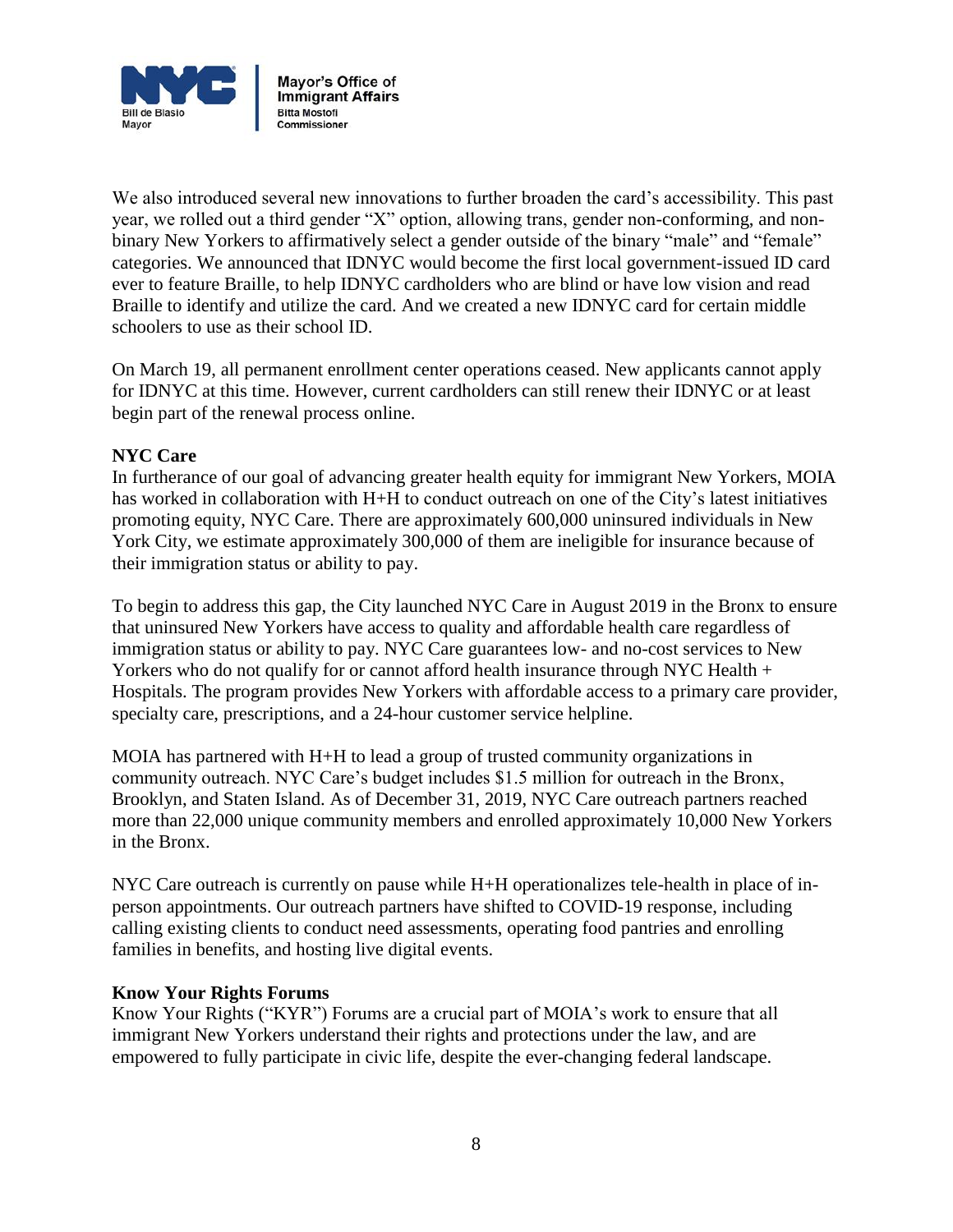We also introduced several new innovations to further broaden the card's accessibility. This past year, we rolled out a third gender "X" option, allowing trans, gender non-conforming, and non-binary New Yorkers to affirmatively select a gender outside of the binary "male" and "female" categories. We announced that IDNYC would become the first local government-issued ID card ever to feature Braille, to help IDNYC cardholders who are blind or have low vision and read Braille to identify and utilize the card. And we created a new IDNYC card for certain middle schoolers to use as their school ID.

On March 19, all permanent enrollment center operations ceased. New applicants cannot apply for IDNYC at this time. However, current cardholders can still renew their IDNYC or at least begin part of the renewal process online.

**NYC Care**

In furtherance of our goal of advancing greater health equity for immigrant New Yorkers, MOIA has worked in collaboration with H+H to conduct outreach on one of the City's latest initiatives promoting equity, NYC Care. There are approximately 600,000 uninsured individuals in New York City, we estimate approximately 300,000 of them are ineligible for insurance because of their immigration status or ability to pay.

To begin to address this gap, the City launched NYC Care in August 2019 in the Bronx to ensure that uninsured New Yorkers have access to quality and affordable health care regardless of immigration status or ability to pay. NYC Care guarantees low- and no-cost services to New Yorkers who do not qualify for or cannot afford health insurance through NYC Health + Hospitals. The program provides New Yorkers with affordable access to a primary care provider, specialty care, prescriptions, and a 24-hour customer service helpline.

MOIA has partnered with H+H to lead a group of trusted community organizations in community outreach. NYC Care's budget includes $1.5 million for outreach in the Bronx, Brooklyn, and Staten Island. As of December 31, 2019, NYC Care outreach partners reached more than 22,000 unique community members and enrolled approximately 10,000 New Yorkers in the Bronx.

NYC Care outreach is currently on pause while H+H operationalizes tele-health in place of in-person appointments. Our outreach partners have shifted to COVID-19 response, including calling existing clients to conduct need assessments, operating food pantries and enrolling families in benefits, and hosting live digital events.

**Know Your Rights Forums**

Know Your Rights ("KYR") Forums are a crucial part of MOIA's work to ensure that all immigrant New Yorkers understand their rights and protections under the law, and are empowered to fully participate in civic life, despite the ever-changing federal landscape.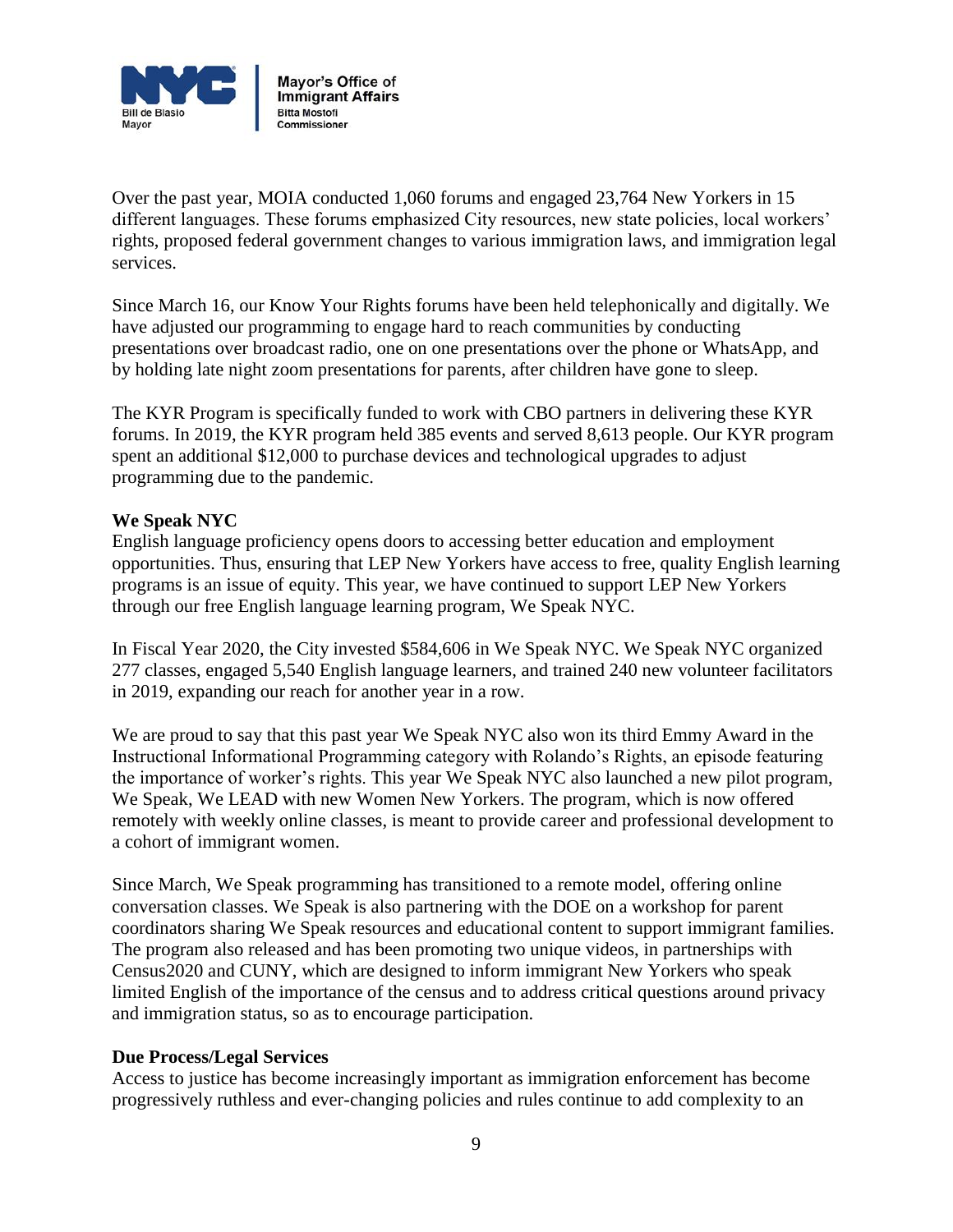Over the past year, MOIA conducted 1,060 forums and engaged 23,764 New Yorkers in 15 different languages. These forums emphasized City resources, new state policies, local workers' rights, proposed federal government changes to various immigration laws, and immigration legal services.

Since March 16, our Know Your Rights forums have been held telephonically and digitally. We have adjusted our programming to engage hard to reach communities by conducting presentations over broadcast radio, one on one presentations over the phone or WhatsApp, and by holding late night zoom presentations for parents, after children have gone to sleep.

The KYR Program is specifically funded to work with CBO partners in delivering these KYR forums. In 2019, the KYR program held 385 events and served 8,613 people. Our KYR program spent an additional $12,000 to purchase devices and technological upgrades to adjust programming due to the pandemic.

**We Speak NYC**

English language proficiency opens doors to accessing better education and employment opportunities. Thus, ensuring that LEP New Yorkers have access to free, quality English learning programs is an issue of equity. This year, we have continued to support LEP New Yorkers through our free English language learning program, We Speak NYC.

In Fiscal Year 2020, the City invested $584,606 in We Speak NYC. We Speak NYC organized 277 classes, engaged 5,540 English language learners, and trained 240 new volunteer facilitators in 2019, expanding our reach for another year in a row.

We are proud to say that this past year We Speak NYC also won its third Emmy Award in the Instructional Informational Programming category with Rolando's Rights, an episode featuring the importance of worker's rights. This year We Speak NYC also launched a new pilot program, We Speak, We LEAD with new Women New Yorkers. The program, which is now offered remotely with weekly online classes, is meant to provide career and professional development to a cohort of immigrant women.

Since March, We Speak programming has transitioned to a remote model, offering online conversation classes. We Speak is also partnering with the DOE on a workshop for parent coordinators sharing We Speak resources and educational content to support immigrant families. The program also released and has been promoting two unique videos, in partnerships with Census2020 and CUNY, which are designed to inform immigrant New Yorkers who speak limited English of the importance of the census and to address critical questions around privacy and immigration status, so as to encourage participation.

**Due Process/Legal Services**

Access to justice has become increasingly important as immigration enforcement has become progressively ruthless and ever-changing policies and rules continue to add complexity to an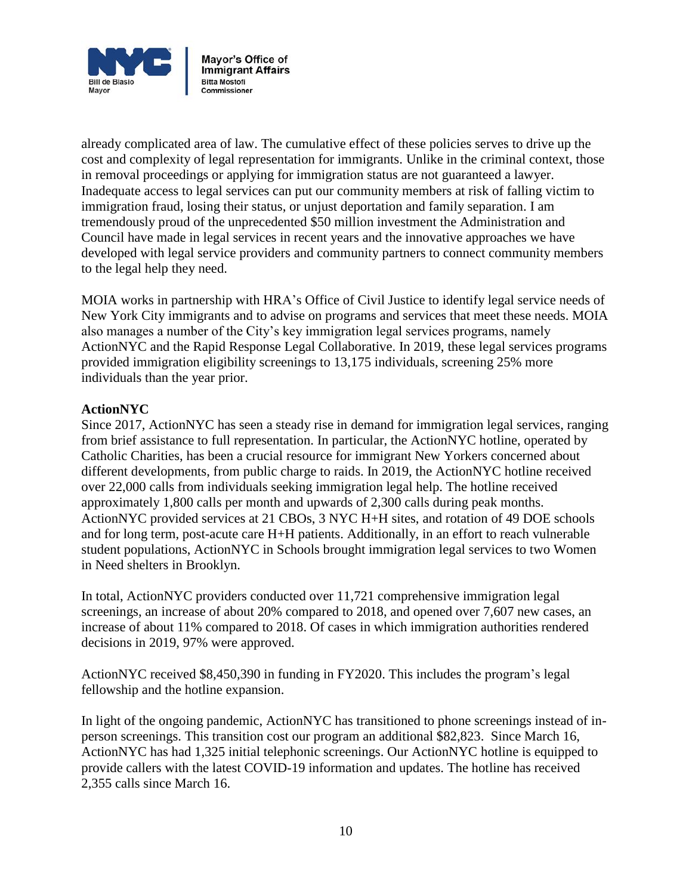already complicated area of law. The cumulative effect of these policies serves to drive up the cost and complexity of legal representation for immigrants. Unlike in the criminal context, those in removal proceedings or applying for immigration status are not guaranteed a lawyer. Inadequate access to legal services can put our community members at risk of falling victim to immigration fraud, losing their status, or unjust deportation and family separation. I am tremendously proud of the unprecedented $50 million investment the Administration and Council have made in legal services in recent years and the innovative approaches we have developed with legal service providers and community partners to connect community members to the legal help they need.

MOIA works in partnership with HRA's Office of Civil Justice to identify legal service needs of New York City immigrants and to advise on programs and services that meet these needs. MOIA also manages a number of the City's key immigration legal services programs, namely ActionNYC and the Rapid Response Legal Collaborative. In 2019, these legal services programs provided immigration eligibility screenings to 13,175 individuals, screening 25% more individuals than the year prior.

**ActionNYC**

Since 2017, ActionNYC has seen a steady rise in demand for immigration legal services, ranging from brief assistance to full representation. In particular, the ActionNYC hotline, operated by Catholic Charities, has been a crucial resource for immigrant New Yorkers concerned about different developments, from public charge to raids. In 2019, the ActionNYC hotline received over 22,000 calls from individuals seeking immigration legal help. The hotline received approximately 1,800 calls per month and upwards of 2,300 calls during peak months. ActionNYC provided services at 21 CBOs, 3 NYC H+H sites, and rotation of 49 DOE schools and for long term, post-acute care H+H patients. Additionally, in an effort to reach vulnerable student populations, ActionNYC in Schools brought immigration legal services to two Women in Need shelters in Brooklyn.

In total, ActionNYC providers conducted over 11,721 comprehensive immigration legal screenings, an increase of about 20% compared to 2018, and opened over 7,607 new cases, an increase of about 11% compared to 2018. Of cases in which immigration authorities rendered decisions in 2019, 97% were approved.

ActionNYC received $8,450,390 in funding in FY2020. This includes the program's legal fellowship and the hotline expansion.

In light of the ongoing pandemic, ActionNYC has transitioned to phone screenings instead of in-person screenings. This transition cost our program an additional $82,823. Since March 16, ActionNYC has had 1,325 initial telephonic screenings. Our ActionNYC hotline is equipped to provide callers with the latest COVID-19 information and updates. The hotline has received 2,355 calls since March 16.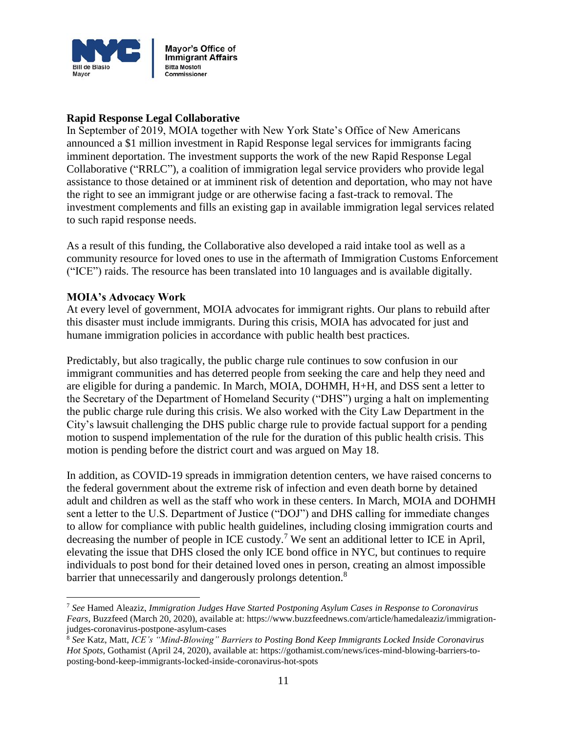### Rapid Response Legal Collaborative

In September of 2019, MOIA together with New York State's Office of New Americans announced a $1 million investment in Rapid Response legal services for immigrants facing imminent deportation. The investment supports the work of the new Rapid Response Legal Collaborative ("RRLC"), a coalition of immigration legal service providers who provide legal assistance to those detained or at imminent risk of detention and deportation, who may not have the right to see an immigrant judge or are otherwise facing a fast-track to removal. The investment complements and fills an existing gap in available immigration legal services related to such rapid response needs.

As a result of this funding, the Collaborative also developed a raid intake tool as well as a community resource for loved ones to use in the aftermath of Immigration Customs Enforcement ("ICE") raids. The resource has been translated into 10 languages and is available digitally.

### MOIA's Advocacy Work

At every level of government, MOIA advocates for immigrant rights. Our plans to rebuild after this disaster must include immigrants. During this crisis, MOIA has advocated for just and humane immigration policies in accordance with public health best practices.

Predictably, but also tragically, the public charge rule continues to sow confusion in our immigrant communities and has deterred people from seeking the care and help they need and are eligible for during a pandemic. In March, MOIA, DOHMH, H+H, and DSS sent a letter to the Secretary of the Department of Homeland Security ("DHS") urging a halt on implementing the public charge rule during this crisis. We also worked with the City Law Department in the City's lawsuit challenging the DHS public charge rule to provide factual support for a pending motion to suspend implementation of the rule for the duration of this public health crisis. This motion is pending before the district court and was argued on May 18.

In addition, as COVID-19 spreads in immigration detention centers, we have raised concerns to the federal government about the extreme risk of infection and even death borne by detained adult and children as well as the staff who work in these centers. In March, MOIA and DOHMH sent a letter to the U.S. Department of Justice ("DOJ") and DHS calling for immediate changes to allow for compliance with public health guidelines, including closing immigration courts and decreasing the number of people in ICE custody.[7] We sent an additional letter to ICE in April, elevating the issue that DHS closed the only ICE bond office in NYC, but continues to require individuals to post bond for their detained loved ones in person, creating an almost impossible barrier that unnecessarily and dangerously prolongs detention.[8]

---

[7] *See* Hamed Aleaziz, *Immigration Judges Have Started Postponing Asylum Cases in Response to Coronavirus Fears*, Buzzfeed (March 20, 2020), available at: https://www.buzzfeednews.com/article/hamedaleaziz/immigration-judges-coronavirus-postpone-asylum-cases

[8] *See* Katz, Matt, *ICE's "Mind-Blowing" Barriers to Posting Bond Keep Immigrants Locked Inside Coronavirus Hot Spots*, Gothamist (April 24, 2020), available at: https://gothamist.com/news/ices-mind-blowing-barriers-to-posting-bond-keep-immigrants-locked-inside-coronavirus-hot-spots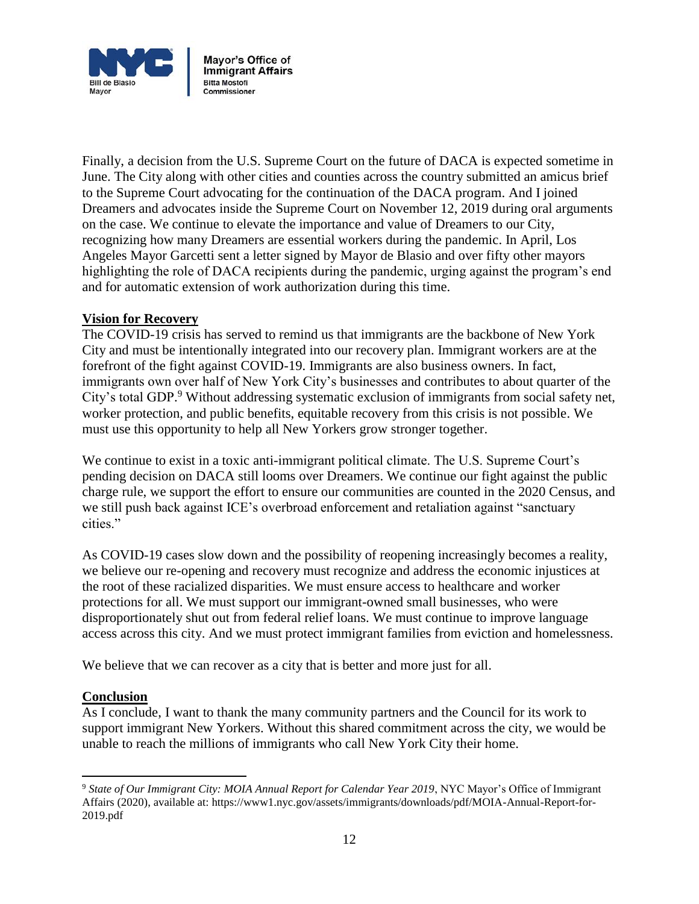Finally, a decision from the U.S. Supreme Court on the future of DACA is expected sometime in June. The City along with other cities and counties across the country submitted an amicus brief to the Supreme Court advocating for the continuation of the DACA program. And I joined Dreamers and advocates inside the Supreme Court on November 12, 2019 during oral arguments on the case. We continue to elevate the importance and value of Dreamers to our City, recognizing how many Dreamers are essential workers during the pandemic. In April, Los Angeles Mayor Garcetti sent a letter signed by Mayor de Blasio and over fifty other mayors highlighting the role of DACA recipients during the pandemic, urging against the program's end and for automatic extension of work authorization during this time.

**Vision for Recovery**

The COVID-19 crisis has served to remind us that immigrants are the backbone of New York City and must be intentionally integrated into our recovery plan. Immigrant workers are at the forefront of the fight against COVID-19. Immigrants are also business owners. In fact, immigrants own over half of New York City's businesses and contributes to about quarter of the City's total GDP.[9] Without addressing systematic exclusion of immigrants from social safety net, worker protection, and public benefits, equitable recovery from this crisis is not possible. We must use this opportunity to help all New Yorkers grow stronger together.

We continue to exist in a toxic anti-immigrant political climate. The U.S. Supreme Court's pending decision on DACA still looms over Dreamers. We continue our fight against the public charge rule, we support the effort to ensure our communities are counted in the 2020 Census, and we still push back against ICE's overbroad enforcement and retaliation against "sanctuary cities."

As COVID-19 cases slow down and the possibility of reopening increasingly becomes a reality, we believe our re-opening and recovery must recognize and address the economic injustices at the root of these racialized disparities. We must ensure access to healthcare and worker protections for all. We must support our immigrant-owned small businesses, who were disproportionately shut out from federal relief loans. We must continue to improve language access across this city. And we must protect immigrant families from eviction and homelessness.

We believe that we can recover as a city that is better and more just for all.

**Conclusion**

As I conclude, I want to thank the many community partners and the Council for its work to support immigrant New Yorkers. Without this shared commitment across the city, we would be unable to reach the millions of immigrants who call New York City their home.

---

[9] *State of Our Immigrant City: MOIA Annual Report for Calendar Year 2019*, NYC Mayor's Office of Immigrant Affairs (2020), available at: https://www1.nyc.gov/assets/immigrants/downloads/pdf/MOIA-Annual-Report-for-2019.pdf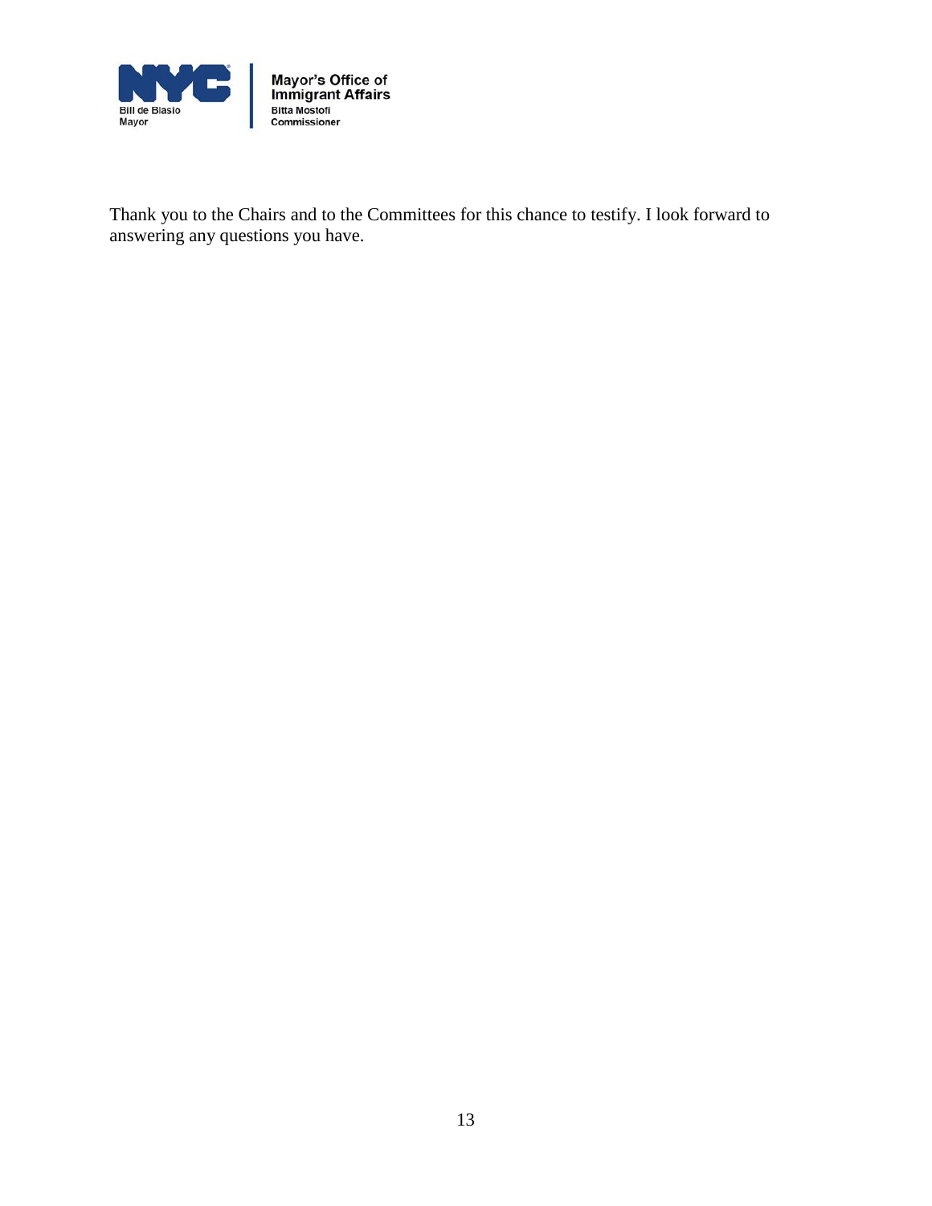Thank you to the Chairs and to the Committees for this chance to testify. I look forward to answering any questions you have.